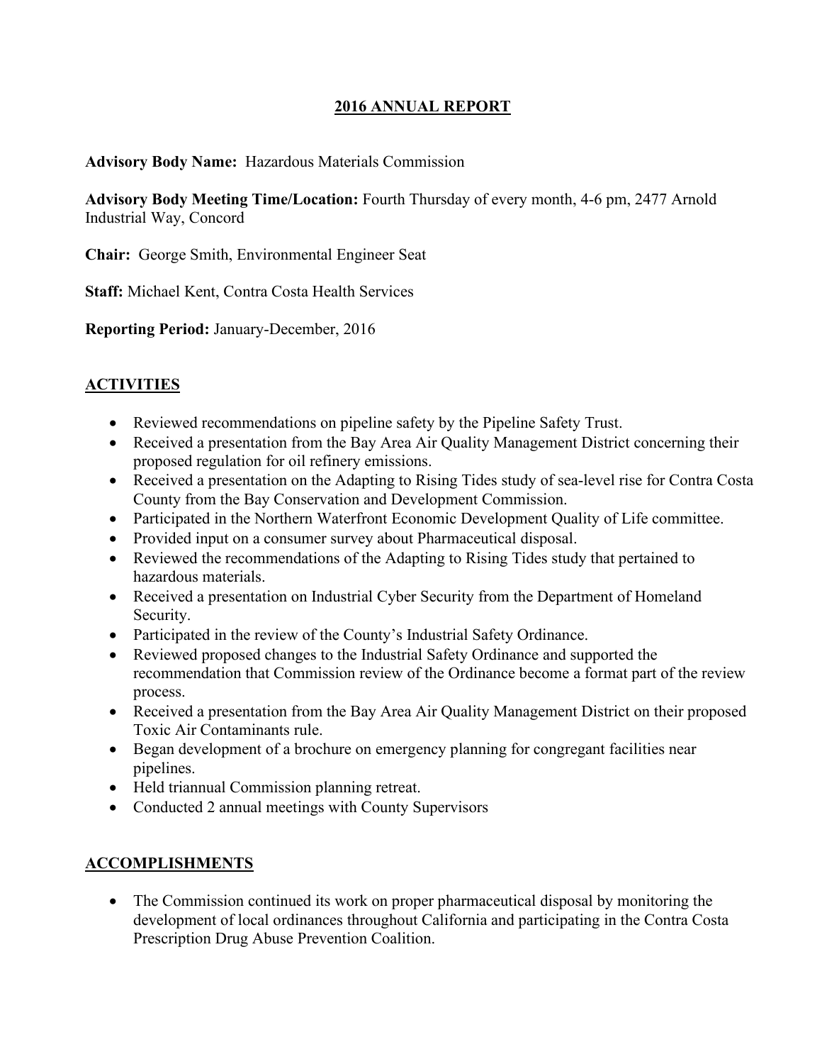# 2016 ANNUAL REPORT

**Advisory Body Name:** Hazardous Materials Commission

**Advisory Body Meeting Time/Location:** Fourth Thursday of every month, 4-6 pm, 2477 Arnold Industrial Way, Concord

**Chair:** George Smith, Environmental Engineer Seat

**Staff:** Michael Kent, Contra Costa Health Services

**Reporting Period:** January-December, 2016

## ACTIVITIES

- Reviewed recommendations on pipeline safety by the Pipeline Safety Trust.
- Received a presentation from the Bay Area Air Quality Management District concerning their proposed regulation for oil refinery emissions.
- Received a presentation on the Adapting to Rising Tides study of sea-level rise for Contra Costa County from the Bay Conservation and Development Commission.
- Participated in the Northern Waterfront Economic Development Quality of Life committee.
- Provided input on a consumer survey about Pharmaceutical disposal.
- Reviewed the recommendations of the Adapting to Rising Tides study that pertained to hazardous materials.
- Received a presentation on Industrial Cyber Security from the Department of Homeland Security.
- Participated in the review of the County's Industrial Safety Ordinance.
- Reviewed proposed changes to the Industrial Safety Ordinance and supported the recommendation that Commission review of the Ordinance become a format part of the review process.
- Received a presentation from the Bay Area Air Quality Management District on their proposed Toxic Air Contaminants rule.
- Began development of a brochure on emergency planning for congregant facilities near pipelines.
- Held triannual Commission planning retreat.
- Conducted 2 annual meetings with County Supervisors

## ACCOMPLISHMENTS

- The Commission continued its work on proper pharmaceutical disposal by monitoring the development of local ordinances throughout California and participating in the Contra Costa Prescription Drug Abuse Prevention Coalition.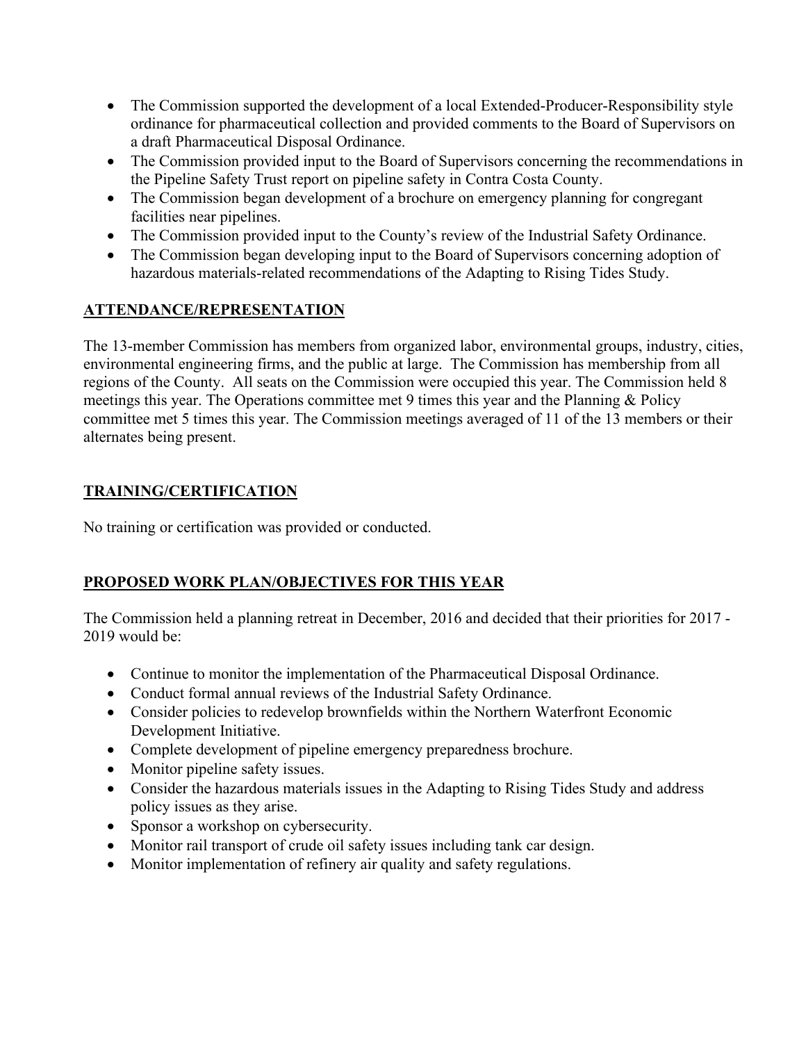- The Commission supported the development of a local Extended-Producer-Responsibility style ordinance for pharmaceutical collection and provided comments to the Board of Supervisors on a draft Pharmaceutical Disposal Ordinance.
- The Commission provided input to the Board of Supervisors concerning the recommendations in the Pipeline Safety Trust report on pipeline safety in Contra Costa County.
- The Commission began development of a brochure on emergency planning for congregant facilities near pipelines.
- The Commission provided input to the County's review of the Industrial Safety Ordinance.
- The Commission began developing input to the Board of Supervisors concerning adoption of hazardous materials-related recommendations of the Adapting to Rising Tides Study.

## ATTENDANCE/REPRESENTATION

The 13-member Commission has members from organized labor, environmental groups, industry, cities, environmental engineering firms, and the public at large. The Commission has membership from all regions of the County. All seats on the Commission were occupied this year. The Commission held 8 meetings this year. The Operations committee met 9 times this year and the Planning & Policy committee met 5 times this year. The Commission meetings averaged of 11 of the 13 members or their alternates being present.

## TRAINING/CERTIFICATION

No training or certification was provided or conducted.

## PROPOSED WORK PLAN/OBJECTIVES FOR THIS YEAR

The Commission held a planning retreat in December, 2016 and decided that their priorities for 2017 - 2019 would be:

- Continue to monitor the implementation of the Pharmaceutical Disposal Ordinance.
- Conduct formal annual reviews of the Industrial Safety Ordinance.
- Consider policies to redevelop brownfields within the Northern Waterfront Economic Development Initiative.
- Complete development of pipeline emergency preparedness brochure.
- Monitor pipeline safety issues.
- Consider the hazardous materials issues in the Adapting to Rising Tides Study and address policy issues as they arise.
- Sponsor a workshop on cybersecurity.
- Monitor rail transport of crude oil safety issues including tank car design.
- Monitor implementation of refinery air quality and safety regulations.